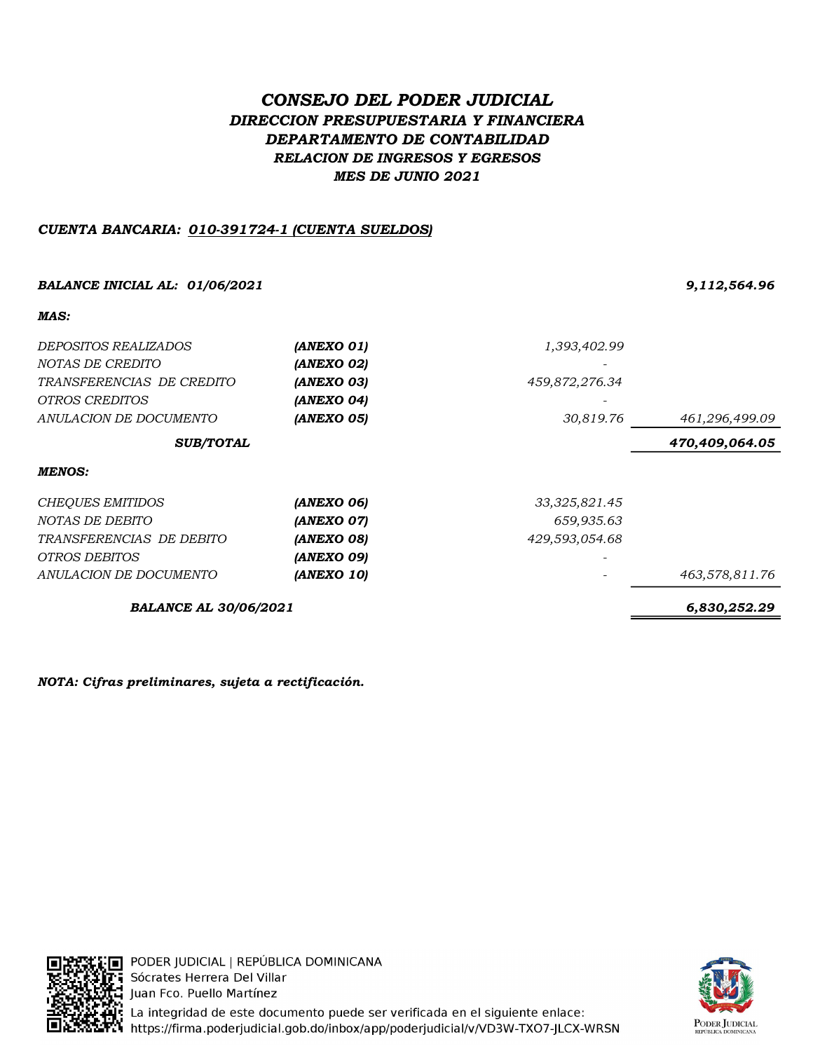# *CONSEJO DEL PODER JUDICIAL*

## *DIRECCION PRESUPUESTARIA Y FINANCIERA*

## *DEPARTAMENTO DE CONTABILIDAD*

### *RELACION DE INGRESOS Y EGRESOS*

### *MES DE JUNIO 2021*

***CUENTA BANCARIA: 010-391724-1 (CUENTA SUELDOS)***

| | | | |
|---|---|---|---|
| ***BALANCE INICIAL AL: 01/06/2021*** | | | ***9,112,564.96*** |
| ***MAS:*** | | | |
| *DEPOSITOS REALIZADOS* | ***(ANEXO 01)*** | *1,393,402.99* | |
| *NOTAS DE CREDITO* | ***(ANEXO 02)*** | - | |
| *TRANSFERENCIAS DE CREDITO* | ***(ANEXO 03)*** | *459,872,276.34* | |
| *OTROS CREDITOS* | ***(ANEXO 04)*** | - | |
| *ANULACION DE DOCUMENTO* | ***(ANEXO 05)*** | *30,819.76* | *461,296,499.09* |
| ***SUB/TOTAL*** | | | ***470,409,064.05*** |
| ***MENOS:*** | | | |
| *CHEQUES EMITIDOS* | ***(ANEXO 06)*** | *33,325,821.45* | |
| *NOTAS DE DEBITO* | ***(ANEXO 07)*** | *659,935.63* | |
| *TRANSFERENCIAS DE DEBITO* | ***(ANEXO 08)*** | *429,593,054.68* | |
| *OTROS DEBITOS* | ***(ANEXO 09)*** | - | |
| *ANULACION DE DOCUMENTO* | ***(ANEXO 10)*** | - | *463,578,811.76* |
| ***BALANCE AL 30/06/2021*** | | | ***6,830,252.29*** |

***NOTA: Cifras preliminares, sujeta a rectificación.***

PODER JUDICIAL | REPÚBLICA DOMINICANA
Sócrates Herrera Del Villar
Juan Fco. Puello Martínez
La integridad de este documento puede ser verificada en el siguiente enlace:
https://firma.poderjudicial.gob.do/inbox/app/poderjudicial/v/VD3W-TXO7-JLCX-WRSN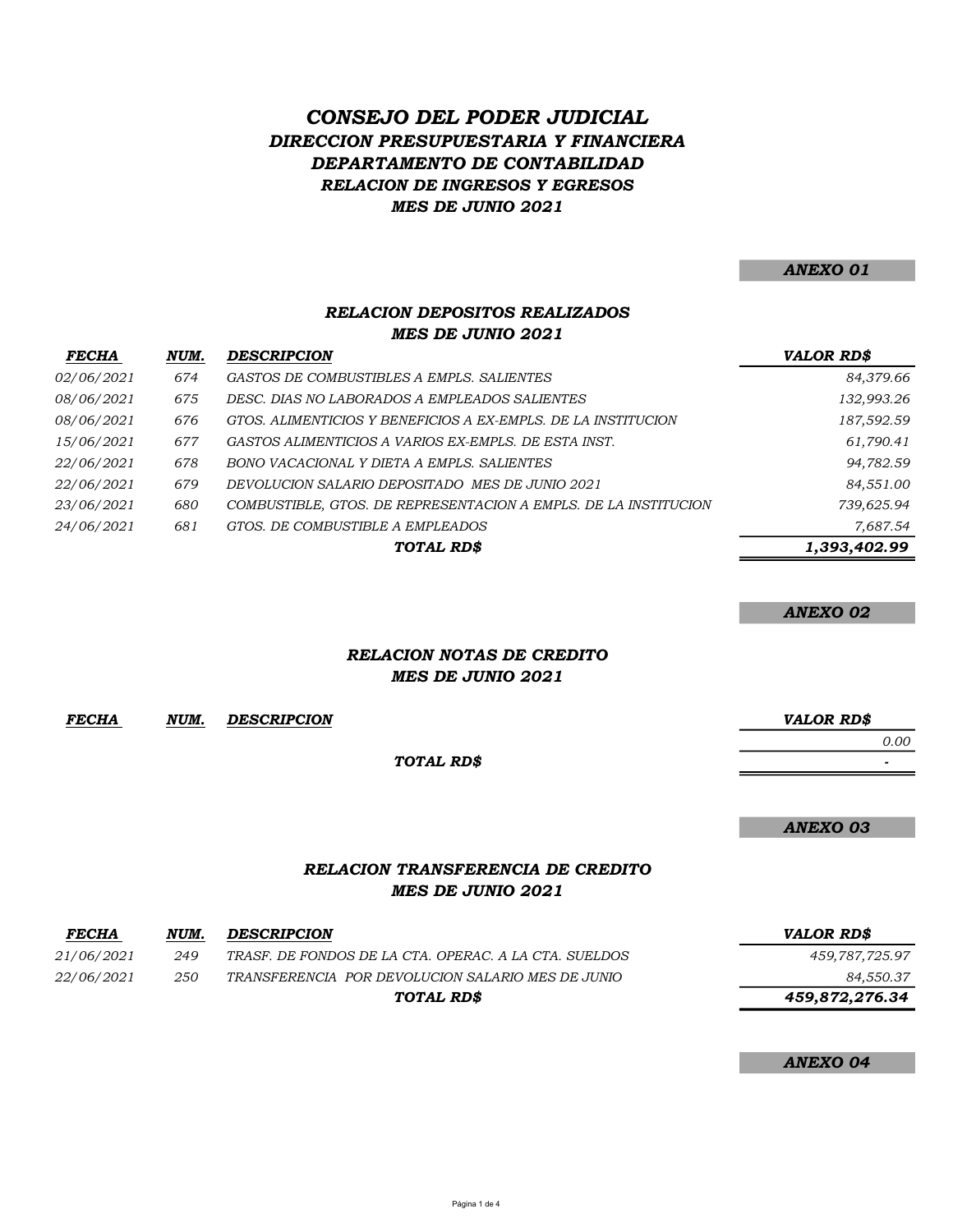# *CONSEJO DEL PODER JUDICIAL*
## *DIRECCION PRESUPUESTARIA Y FINANCIERA*
## *DEPARTAMENTO DE CONTABILIDAD*
## *RELACION DE INGRESOS Y EGRESOS*
## *MES DE JUNIO 2021*

***ANEXO 01***

### *RELACION DEPOSITOS REALIZADOS*
### *MES DE JUNIO 2021*

| *FECHA* | *NUM.* | *DESCRIPCION* | *VALOR RD$* |
|---|---|---|---|
| 02/06/2021 | 674 | GASTOS DE COMBUSTIBLES A EMPLS. SALIENTES | 84,379.66 |
| 08/06/2021 | 675 | DESC. DIAS NO LABORADOS A EMPLEADOS SALIENTES | 132,993.26 |
| 08/06/2021 | 676 | GTOS. ALIMENTICIOS Y BENEFICIOS A EX-EMPLS. DE LA INSTITUCION | 187,592.59 |
| 15/06/2021 | 677 | GASTOS ALIMENTICIOS A VARIOS EX-EMPLS. DE ESTA INST. | 61,790.41 |
| 22/06/2021 | 678 | BONO VACACIONAL Y DIETA A EMPLS. SALIENTES | 94,782.59 |
| 22/06/2021 | 679 | DEVOLUCION SALARIO DEPOSITADO MES DE JUNIO 2021 | 84,551.00 |
| 23/06/2021 | 680 | COMBUSTIBLE, GTOS. DE REPRESENTACION A EMPLS. DE LA INSTITUCION | 739,625.94 |
| 24/06/2021 | 681 | GTOS. DE COMBUSTIBLE A EMPLEADOS | 7,687.54 |
| | | ***TOTAL RD$*** | ***1,393,402.99*** |

***ANEXO 02***

### *RELACION NOTAS DE CREDITO*
### *MES DE JUNIO 2021*

| *FECHA* | *NUM.* | *DESCRIPCION* | *VALOR RD$* |
|---|---|---|---|
| | | | 0.00 |
| | | ***TOTAL RD$*** | - |

***ANEXO 03***

### *RELACION TRANSFERENCIA DE CREDITO*
### *MES DE JUNIO 2021*

| *FECHA* | *NUM.* | *DESCRIPCION* | *VALOR RD$* |
|---|---|---|---|
| 21/06/2021 | 249 | TRASF. DE FONDOS DE LA CTA. OPERAC. A LA CTA. SUELDOS | 459,787,725.97 |
| 22/06/2021 | 250 | TRANSFERENCIA POR DEVOLUCION SALARIO MES DE JUNIO | 84,550.37 |
| | | ***TOTAL RD$*** | ***459,872,276.34*** |

***ANEXO 04***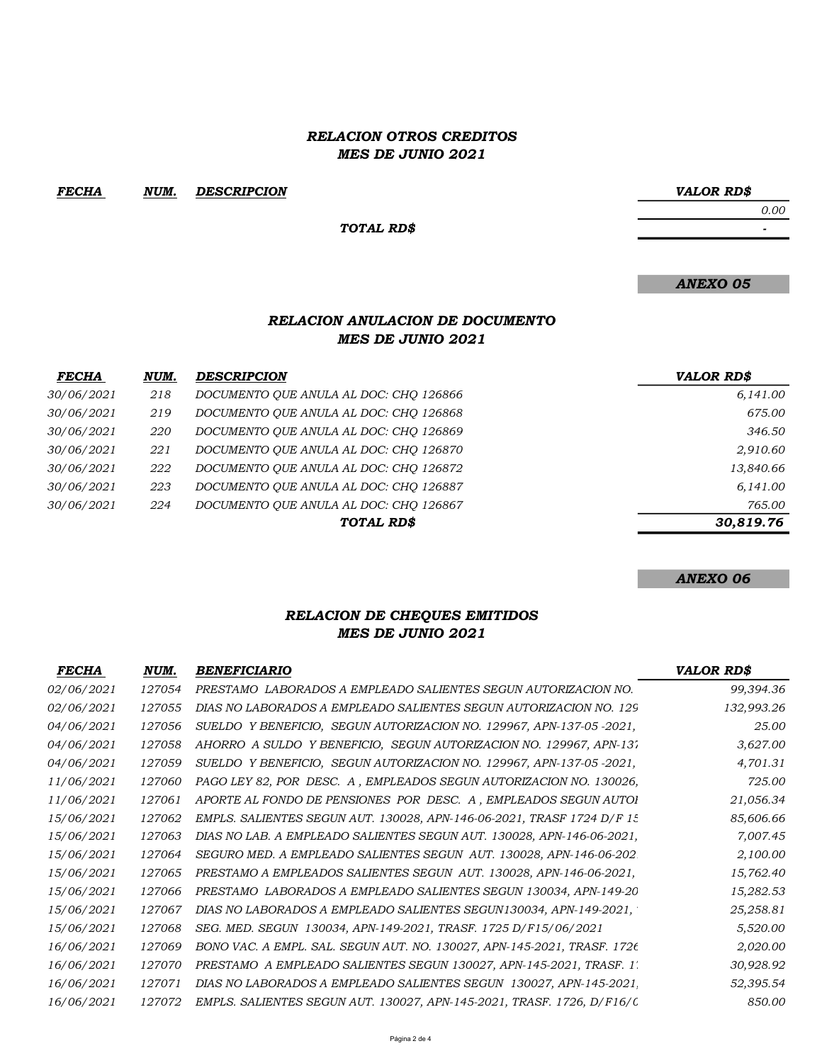### *RELACION OTROS CREDITOS*
### *MES DE JUNIO 2021*

| *FECHA* | *NUM.* | *DESCRIPCION* | *VALOR RD$* |
|---|---|---|---|
| | | | *0.00* |
| | | ***TOTAL RD$*** | *-* |

***ANEXO 05***

### *RELACION ANULACION DE DOCUMENTO*
### *MES DE JUNIO 2021*

| *FECHA* | *NUM.* | *DESCRIPCION* | *VALOR RD$* |
|---|---|---|---|
| *30/06/2021* | *218* | *DOCUMENTO QUE ANULA AL DOC: CHQ 126866* | *6,141.00* |
| *30/06/2021* | *219* | *DOCUMENTO QUE ANULA AL DOC: CHQ 126868* | *675.00* |
| *30/06/2021* | *220* | *DOCUMENTO QUE ANULA AL DOC: CHQ 126869* | *346.50* |
| *30/06/2021* | *221* | *DOCUMENTO QUE ANULA AL DOC: CHQ 126870* | *2,910.60* |
| *30/06/2021* | *222* | *DOCUMENTO QUE ANULA AL DOC: CHQ 126872* | *13,840.66* |
| *30/06/2021* | *223* | *DOCUMENTO QUE ANULA AL DOC: CHQ 126887* | *6,141.00* |
| *30/06/2021* | *224* | *DOCUMENTO QUE ANULA AL DOC: CHQ 126867* | *765.00* |
| | | ***TOTAL RD$*** | ***30,819.76*** |

***ANEXO 06***

### *RELACION DE CHEQUES EMITIDOS*
### *MES DE JUNIO 2021*

| *FECHA* | *NUM.* | *BENEFICIARIO* | *VALOR RD$* |
|---|---|---|---|
| *02/06/2021* | *127054* | *PRESTAMO LABORADOS A EMPLEADO SALIENTES SEGUN AUTORIZACION NO.* | *99,394.36* |
| *02/06/2021* | *127055* | *DIAS NO LABORADOS A EMPLEADO SALIENTES SEGUN AUTORIZACION NO. 129* | *132,993.26* |
| *04/06/2021* | *127056* | *SUELDO Y BENEFICIO, SEGUN AUTORIZACION NO. 129967, APN-137-05 -2021,* | *25.00* |
| *04/06/2021* | *127058* | *AHORRO A SULDO Y BENEFICIO, SEGUN AUTORIZACION NO. 129967, APN-137* | *3,627.00* |
| *04/06/2021* | *127059* | *SUELDO Y BENEFICIO, SEGUN AUTORIZACION NO. 129967, APN-137-05 -2021,* | *4,701.31* |
| *11/06/2021* | *127060* | *PAGO LEY 82, POR DESC. A , EMPLEADOS SEGUN AUTORIZACION NO. 130026,* | *725.00* |
| *11/06/2021* | *127061* | *APORTE AL FONDO DE PENSIONES POR DESC. A , EMPLEADOS SEGUN AUTOI* | *21,056.34* |
| *15/06/2021* | *127062* | *EMPLS. SALIENTES SEGUN AUT. 130028, APN-146-06-2021, TRASF 1724 D/F 15* | *85,606.66* |
| *15/06/2021* | *127063* | *DIAS NO LAB. A EMPLEADO SALIENTES SEGUN AUT. 130028, APN-146-06-2021,* | *7,007.45* |
| *15/06/2021* | *127064* | *SEGURO MED. A EMPLEADO SALIENTES SEGUN AUT. 130028, APN-146-06-202* | *2,100.00* |
| *15/06/2021* | *127065* | *PRESTAMO A EMPLEADOS SALIENTES SEGUN AUT. 130028, APN-146-06-2021,* | *15,762.40* |
| *15/06/2021* | *127066* | *PRESTAMO LABORADOS A EMPLEADO SALIENTES SEGUN 130034, APN-149-20* | *15,282.53* |
| *15/06/2021* | *127067* | *DIAS NO LABORADOS A EMPLEADO SALIENTES SEGUN130034, APN-149-2021,* | *25,258.81* |
| *15/06/2021* | *127068* | *SEG. MED. SEGUN 130034, APN-149-2021, TRASF. 1725 D/F15/06/2021* | *5,520.00* |
| *16/06/2021* | *127069* | *BONO VAC. A EMPL. SAL. SEGUN AUT. NO. 130027, APN-145-2021, TRASF. 1726* | *2,020.00* |
| *16/06/2021* | *127070* | *PRESTAMO A EMPLEADO SALIENTES SEGUN 130027, APN-145-2021, TRASF. 1* | *30,928.92* |
| *16/06/2021* | *127071* | *DIAS NO LABORADOS A EMPLEADO SALIENTES SEGUN 130027, APN-145-2021,* | *52,395.54* |
| *16/06/2021* | *127072* | *EMPLS. SALIENTES SEGUN AUT. 130027, APN-145-2021, TRASF. 1726, D/F16/0* | *850.00* |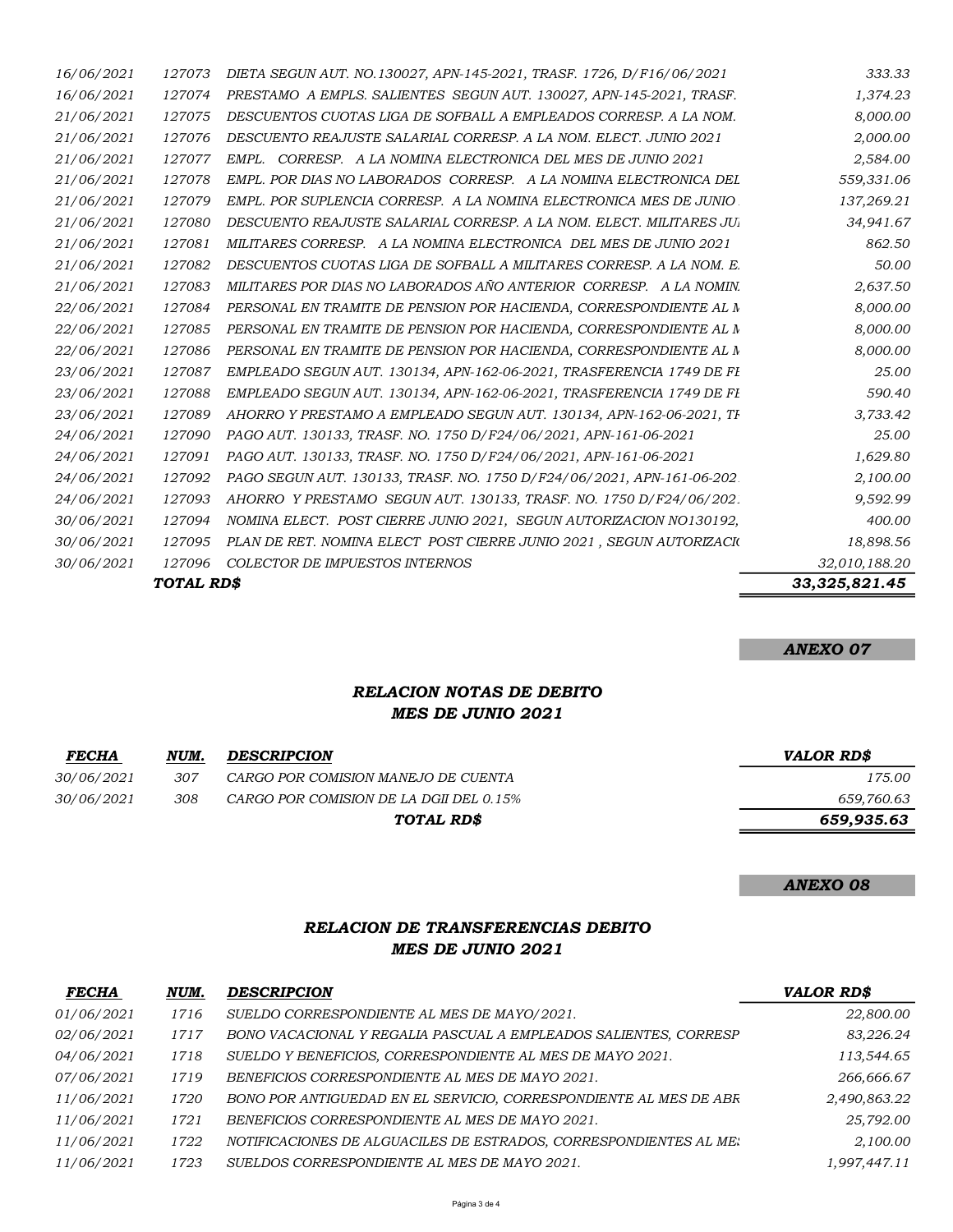| | | | |
|---|---|---|---|
| 16/06/2021 | 127073 | DIETA SEGUN AUT. NO.130027, APN-145-2021, TRASF. 1726, D/F16/06/2021 | 333.33 |
| 16/06/2021 | 127074 | PRESTAMO A EMPLS. SALIENTES SEGUN AUT. 130027, APN-145-2021, TRASF. | 1,374.23 |
| 21/06/2021 | 127075 | DESCUENTOS CUOTAS LIGA DE SOFBALL A EMPLEADOS CORRESP. A LA NOM. | 8,000.00 |
| 21/06/2021 | 127076 | DESCUENTO REAJUSTE SALARIAL CORRESP. A LA NOM. ELECT. JUNIO 2021 | 2,000.00 |
| 21/06/2021 | 127077 | EMPL. CORRESP. A LA NOMINA ELECTRONICA DEL MES DE JUNIO 2021 | 2,584.00 |
| 21/06/2021 | 127078 | EMPL. POR DIAS NO LABORADOS CORRESP. A LA NOMINA ELECTRONICA DEL | 559,331.06 |
| 21/06/2021 | 127079 | EMPL. POR SUPLENCIA CORRESP. A LA NOMINA ELECTRONICA MES DE JUNIO | 137,269.21 |
| 21/06/2021 | 127080 | DESCUENTO REAJUSTE SALARIAL CORRESP. A LA NOM. ELECT. MILITARES JU | 34,941.67 |
| 21/06/2021 | 127081 | MILITARES CORRESP. A LA NOMINA ELECTRONICA DEL MES DE JUNIO 2021 | 862.50 |
| 21/06/2021 | 127082 | DESCUENTOS CUOTAS LIGA DE SOFBALL A MILITARES CORRESP. A LA NOM. E. | 50.00 |
| 21/06/2021 | 127083 | MILITARES POR DIAS NO LABORADOS AÑO ANTERIOR CORRESP. A LA NOMIN | 2,637.50 |
| 22/06/2021 | 127084 | PERSONAL EN TRAMITE DE PENSION POR HACIENDA, CORRESPONDIENTE AL M | 8,000.00 |
| 22/06/2021 | 127085 | PERSONAL EN TRAMITE DE PENSION POR HACIENDA, CORRESPONDIENTE AL M | 8,000.00 |
| 22/06/2021 | 127086 | PERSONAL EN TRAMITE DE PENSION POR HACIENDA, CORRESPONDIENTE AL M | 8,000.00 |
| 23/06/2021 | 127087 | EMPLEADO SEGUN AUT. 130134, APN-162-06-2021, TRASFERENCIA 1749 DE FE | 25.00 |
| 23/06/2021 | 127088 | EMPLEADO SEGUN AUT. 130134, APN-162-06-2021, TRASFERENCIA 1749 DE FE | 590.40 |
| 23/06/2021 | 127089 | AHORRO Y PRESTAMO A EMPLEADO SEGUN AUT. 130134, APN-162-06-2021, TF | 3,733.42 |
| 24/06/2021 | 127090 | PAGO AUT. 130133, TRASF. NO. 1750 D/F24/06/2021, APN-161-06-2021 | 25.00 |
| 24/06/2021 | 127091 | PAGO AUT. 130133, TRASF. NO. 1750 D/F24/06/2021, APN-161-06-2021 | 1,629.80 |
| 24/06/2021 | 127092 | PAGO SEGUN AUT. 130133, TRASF. NO. 1750 D/F24/06/2021, APN-161-06-202 | 2,100.00 |
| 24/06/2021 | 127093 | AHORRO Y PRESTAMO SEGUN AUT. 130133, TRASF. NO. 1750 D/F24/06/202 | 9,592.99 |
| 30/06/2021 | 127094 | NOMINA ELECT. POST CIERRE JUNIO 2021, SEGUN AUTORIZACION NO130192, | 400.00 |
| 30/06/2021 | 127095 | PLAN DE RET. NOMINA ELECT POST CIERRE JUNIO 2021 , SEGUN AUTORIZACI | 18,898.56 |
| 30/06/2021 | 127096 | COLECTOR DE IMPUESTOS INTERNOS | 32,010,188.20 |
| | **TOTAL RD$** | | **33,325,821.45** |

**ANEXO 07**

## RELACION NOTAS DE DEBITO
## MES DE JUNIO 2021

| FECHA | NUM. | DESCRIPCION | VALOR RD$ |
|---|---|---|---|
| 30/06/2021 | 307 | CARGO POR COMISION MANEJO DE CUENTA | 175.00 |
| 30/06/2021 | 308 | CARGO POR COMISION DE LA DGII DEL 0.15% | 659,760.63 |
| | | **TOTAL RD$** | **659,935.63** |

**ANEXO 08**

## RELACION DE TRANSFERENCIAS DEBITO
## MES DE JUNIO 2021

| FECHA | NUM. | DESCRIPCION | VALOR RD$ |
|---|---|---|---|
| 01/06/2021 | 1716 | SUELDO CORRESPONDIENTE AL MES DE MAYO/2021. | 22,800.00 |
| 02/06/2021 | 1717 | BONO VACACIONAL Y REGALIA PASCUAL A EMPLEADOS SALIENTES, CORRESP | 83,226.24 |
| 04/06/2021 | 1718 | SUELDO Y BENEFICIOS, CORRESPONDIENTE AL MES DE MAYO 2021. | 113,544.65 |
| 07/06/2021 | 1719 | BENEFICIOS CORRESPONDIENTE AL MES DE MAYO 2021. | 266,666.67 |
| 11/06/2021 | 1720 | BONO POR ANTIGUEDAD EN EL SERVICIO, CORRESPONDIENTE AL MES DE ABR | 2,490,863.22 |
| 11/06/2021 | 1721 | BENEFICIOS CORRESPONDIENTE AL MES DE MAYO 2021. | 25,792.00 |
| 11/06/2021 | 1722 | NOTIFICACIONES DE ALGUACILES DE ESTRADOS, CORRESPONDIENTES AL ME: | 2,100.00 |
| 11/06/2021 | 1723 | SUELDOS CORRESPONDIENTE AL MES DE MAYO 2021. | 1,997,447.11 |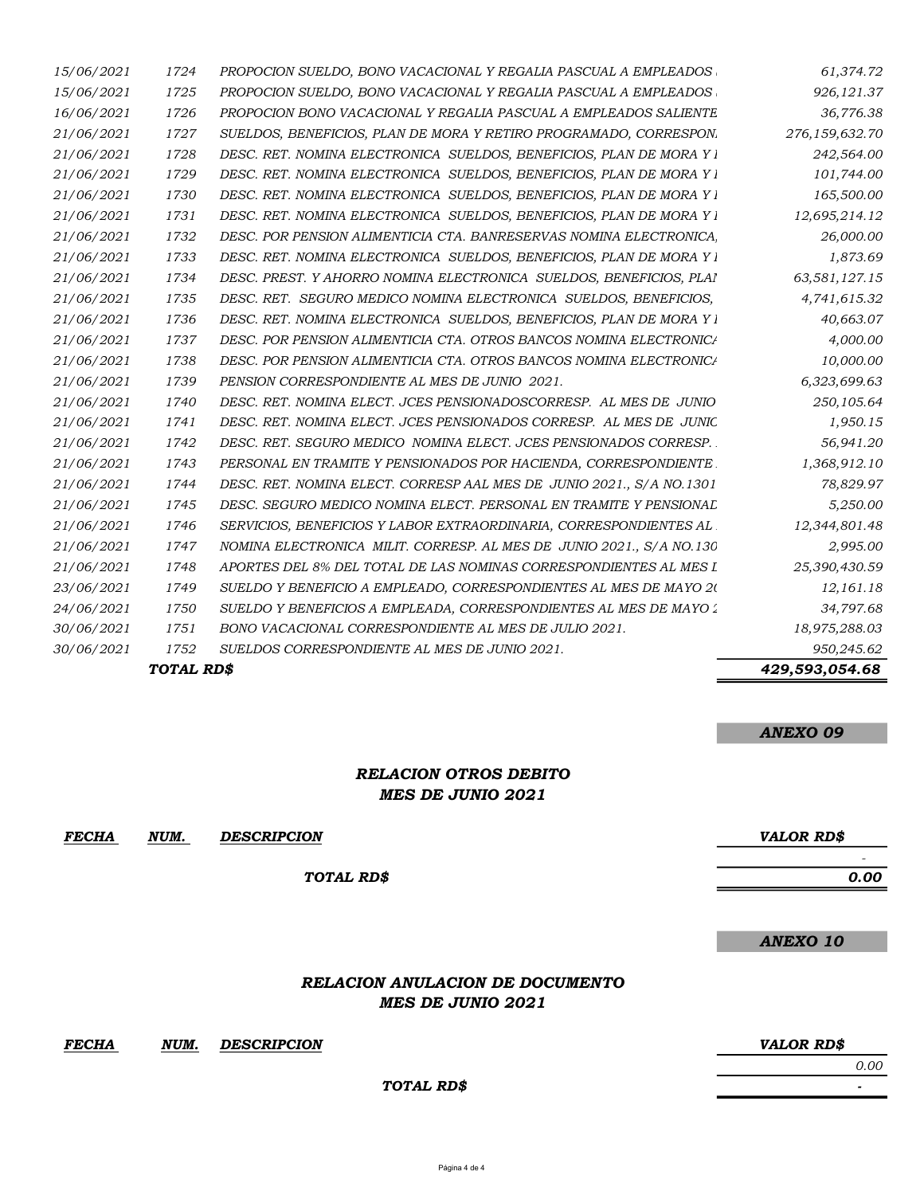| | | | |
|---|---|---|---|
| *15/06/2021* | *1724* | *PROPOCION SUELDO, BONO VACACIONAL Y REGALIA PASCUAL A EMPLEADOS* | *61,374.72* |
| *15/06/2021* | *1725* | *PROPOCION SUELDO, BONO VACACIONAL Y REGALIA PASCUAL A EMPLEADOS* | *926,121.37* |
| *16/06/2021* | *1726* | *PROPOCION BONO VACACIONAL Y REGALIA PASCUAL A EMPLEADOS SALIENTE* | *36,776.38* |
| *21/06/2021* | *1727* | *SUELDOS, BENEFICIOS, PLAN DE MORA Y RETIRO PROGRAMADO, CORRESPON* | *276,159,632.70* |
| *21/06/2021* | *1728* | *DESC. RET. NOMINA ELECTRONICA SUELDOS, BENEFICIOS, PLAN DE MORA Y I* | *242,564.00* |
| *21/06/2021* | *1729* | *DESC. RET. NOMINA ELECTRONICA SUELDOS, BENEFICIOS, PLAN DE MORA Y I* | *101,744.00* |
| *21/06/2021* | *1730* | *DESC. RET. NOMINA ELECTRONICA SUELDOS, BENEFICIOS, PLAN DE MORA Y I* | *165,500.00* |
| *21/06/2021* | *1731* | *DESC. RET. NOMINA ELECTRONICA SUELDOS, BENEFICIOS, PLAN DE MORA Y I* | *12,695,214.12* |
| *21/06/2021* | *1732* | *DESC. POR PENSION ALIMENTICIA CTA. BANRESERVAS NOMINA ELECTRONICA,* | *26,000.00* |
| *21/06/2021* | *1733* | *DESC. RET. NOMINA ELECTRONICA SUELDOS, BENEFICIOS, PLAN DE MORA Y I* | *1,873.69* |
| *21/06/2021* | *1734* | *DESC. PREST. Y AHORRO NOMINA ELECTRONICA SUELDOS, BENEFICIOS, PLAI* | *63,581,127.15* |
| *21/06/2021* | *1735* | *DESC. RET. SEGURO MEDICO NOMINA ELECTRONICA SUELDOS, BENEFICIOS,* | *4,741,615.32* |
| *21/06/2021* | *1736* | *DESC. RET. NOMINA ELECTRONICA SUELDOS, BENEFICIOS, PLAN DE MORA Y I* | *40,663.07* |
| *21/06/2021* | *1737* | *DESC. POR PENSION ALIMENTICIA CTA. OTROS BANCOS NOMINA ELECTRONICA* | *4,000.00* |
| *21/06/2021* | *1738* | *DESC. POR PENSION ALIMENTICIA CTA. OTROS BANCOS NOMINA ELECTRONICA* | *10,000.00* |
| *21/06/2021* | *1739* | *PENSION CORRESPONDIENTE AL MES DE JUNIO 2021.* | *6,323,699.63* |
| *21/06/2021* | *1740* | *DESC. RET. NOMINA ELECT. JCES PENSIONADOSCORRESP. AL MES DE JUNIO* | *250,105.64* |
| *21/06/2021* | *1741* | *DESC. RET. NOMINA ELECT. JCES PENSIONADOS CORRESP. AL MES DE JUNIC* | *1,950.15* |
| *21/06/2021* | *1742* | *DESC. RET. SEGURO MEDICO NOMINA ELECT. JCES PENSIONADOS CORRESP.* | *56,941.20* |
| *21/06/2021* | *1743* | *PERSONAL EN TRAMITE Y PENSIONADOS POR HACIENDA, CORRESPONDIENTE* | *1,368,912.10* |
| *21/06/2021* | *1744* | *DESC. RET. NOMINA ELECT. CORRESP AAL MES DE JUNIO 2021., S/A NO.1301* | *78,829.97* |
| *21/06/2021* | *1745* | *DESC. SEGURO MEDICO NOMINA ELECT. PERSONAL EN TRAMITE Y PENSIONAD* | *5,250.00* |
| *21/06/2021* | *1746* | *SERVICIOS, BENEFICIOS Y LABOR EXTRAORDINARIA, CORRESPONDIENTES AL* | *12,344,801.48* |
| *21/06/2021* | *1747* | *NOMINA ELECTRONICA MILIT. CORRESP. AL MES DE JUNIO 2021., S/A NO.130* | *2,995.00* |
| *21/06/2021* | *1748* | *APORTES DEL 8% DEL TOTAL DE LAS NOMINAS CORRESPONDIENTES AL MES I* | *25,390,430.59* |
| *23/06/2021* | *1749* | *SUELDO Y BENEFICIO A EMPLEADO, CORRESPONDIENTES AL MES DE MAYO 20* | *12,161.18* |
| *24/06/2021* | *1750* | *SUELDO Y BENEFICIOS A EMPLEADA, CORRESPONDIENTES AL MES DE MAYO 2* | *34,797.68* |
| *30/06/2021* | *1751* | *BONO VACACIONAL CORRESPONDIENTE AL MES DE JULIO 2021.* | *18,975,288.03* |
| *30/06/2021* | *1752* | *SUELDOS CORRESPONDIENTE AL MES DE JUNIO 2021.* | *950,245.62* |
| | ***TOTAL RD$*** | | ***429,593,054.68*** |

***ANEXO 09***

### *RELACION OTROS DEBITO*
### *MES DE JUNIO 2021*

| *FECHA* | *NUM.* | *DESCRIPCION* | *VALOR RD$* |
|---|---|---|---|
| | | | - |
| | | ***TOTAL RD$*** | ***0.00*** |

***ANEXO 10***

### *RELACION ANULACION DE DOCUMENTO*
### *MES DE JUNIO 2021*

| *FECHA* | *NUM.* | *DESCRIPCION* | *VALOR RD$* |
|---|---|---|---|
| | | | *0.00* |
| | | ***TOTAL RD$*** | - |